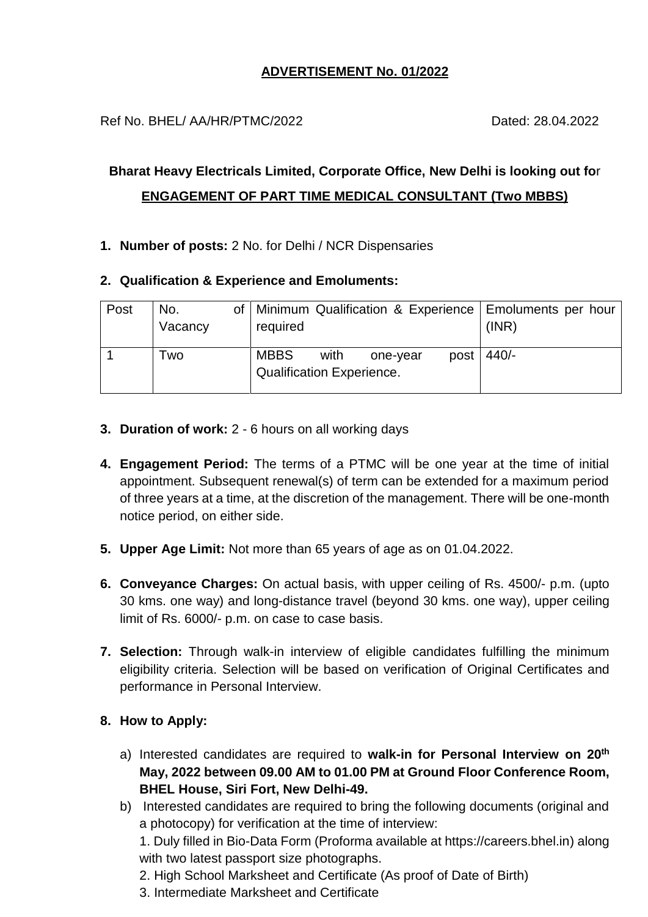**ADVERTISEMENT No. 01/2022**

Ref No. BHEL/ AA/HR/PTMC/2022 Dated: 28.04.2022

**Bharat Heavy Electricals Limited, Corporate Office, New Delhi is looking out for**

**ENGAGEMENT OF PART TIME MEDICAL CONSULTANT (Two MBBS)**

1. **Number of posts:** 2 No. for Delhi / NCR Dispensaries

2. **Qualification & Experience and Emoluments:**

| Post | No. of Vacancy | Minimum Qualification & Experience required | Emoluments per hour (INR) |
|---|---|---|---|
| 1 | Two | MBBS with one-year post Qualification Experience. | 440/- |

3. **Duration of work:** 2 - 6 hours on all working days

4. **Engagement Period:** The terms of a PTMC will be one year at the time of initial appointment. Subsequent renewal(s) of term can be extended for a maximum period of three years at a time, at the discretion of the management. There will be one-month notice period, on either side.

5. **Upper Age Limit:** Not more than 65 years of age as on 01.04.2022.

6. **Conveyance Charges:** On actual basis, with upper ceiling of Rs. 4500/- p.m. (upto 30 kms. one way) and long-distance travel (beyond 30 kms. one way), upper ceiling limit of Rs. 6000/- p.m. on case to case basis.

7. **Selection:** Through walk-in interview of eligible candidates fulfilling the minimum eligibility criteria. Selection will be based on verification of Original Certificates and performance in Personal Interview.

8. **How to Apply:**

   a) Interested candidates are required to **walk-in for Personal Interview on 20th May, 2022 between 09.00 AM to 01.00 PM at Ground Floor Conference Room, BHEL House, Siri Fort, New Delhi-49.**

   b) Interested candidates are required to bring the following documents (original and a photocopy) for verification at the time of interview:

   1. Duly filled in Bio-Data Form (Proforma available at https://careers.bhel.in) along with two latest passport size photographs.
   2. High School Marksheet and Certificate (As proof of Date of Birth)
   3. Intermediate Marksheet and Certificate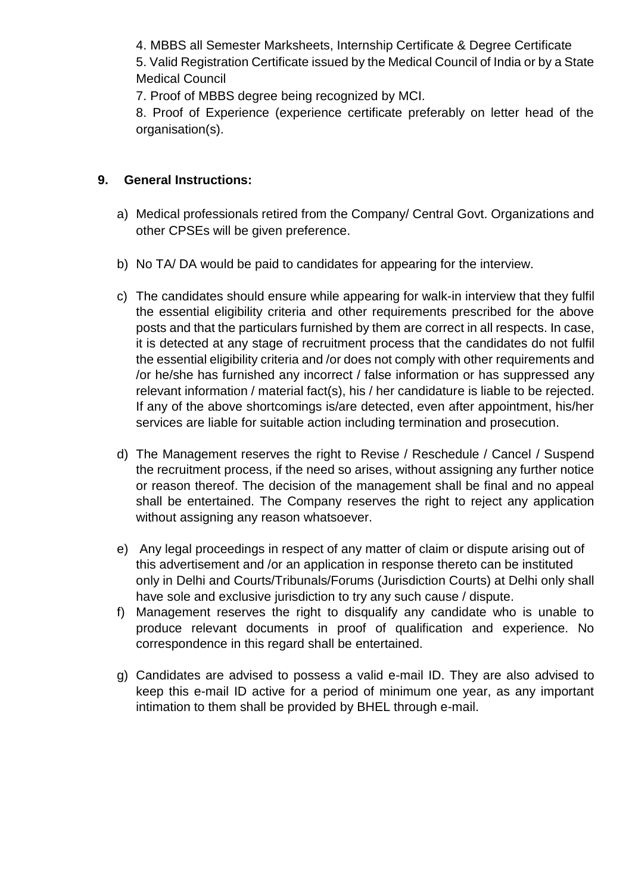4. MBBS all Semester Marksheets, Internship Certificate & Degree Certificate
5. Valid Registration Certificate issued by the Medical Council of India or by a State Medical Council
7. Proof of MBBS degree being recognized by MCI.
8. Proof of Experience (experience certificate preferably on letter head of the organisation(s).

**9. General Instructions:**

a) Medical professionals retired from the Company/ Central Govt. Organizations and other CPSEs will be given preference.

b) No TA/ DA would be paid to candidates for appearing for the interview.

c) The candidates should ensure while appearing for walk-in interview that they fulfil the essential eligibility criteria and other requirements prescribed for the above posts and that the particulars furnished by them are correct in all respects. In case, it is detected at any stage of recruitment process that the candidates do not fulfil the essential eligibility criteria and /or does not comply with other requirements and /or he/she has furnished any incorrect / false information or has suppressed any relevant information / material fact(s), his / her candidature is liable to be rejected. If any of the above shortcomings is/are detected, even after appointment, his/her services are liable for suitable action including termination and prosecution.

d) The Management reserves the right to Revise / Reschedule / Cancel / Suspend the recruitment process, if the need so arises, without assigning any further notice or reason thereof. The decision of the management shall be final and no appeal shall be entertained. The Company reserves the right to reject any application without assigning any reason whatsoever.

e) Any legal proceedings in respect of any matter of claim or dispute arising out of this advertisement and /or an application in response thereto can be instituted only in Delhi and Courts/Tribunals/Forums (Jurisdiction Courts) at Delhi only shall have sole and exclusive jurisdiction to try any such cause / dispute.

f) Management reserves the right to disqualify any candidate who is unable to produce relevant documents in proof of qualification and experience. No correspondence in this regard shall be entertained.

g) Candidates are advised to possess a valid e-mail ID. They are also advised to keep this e-mail ID active for a period of minimum one year, as any important intimation to them shall be provided by BHEL through e-mail.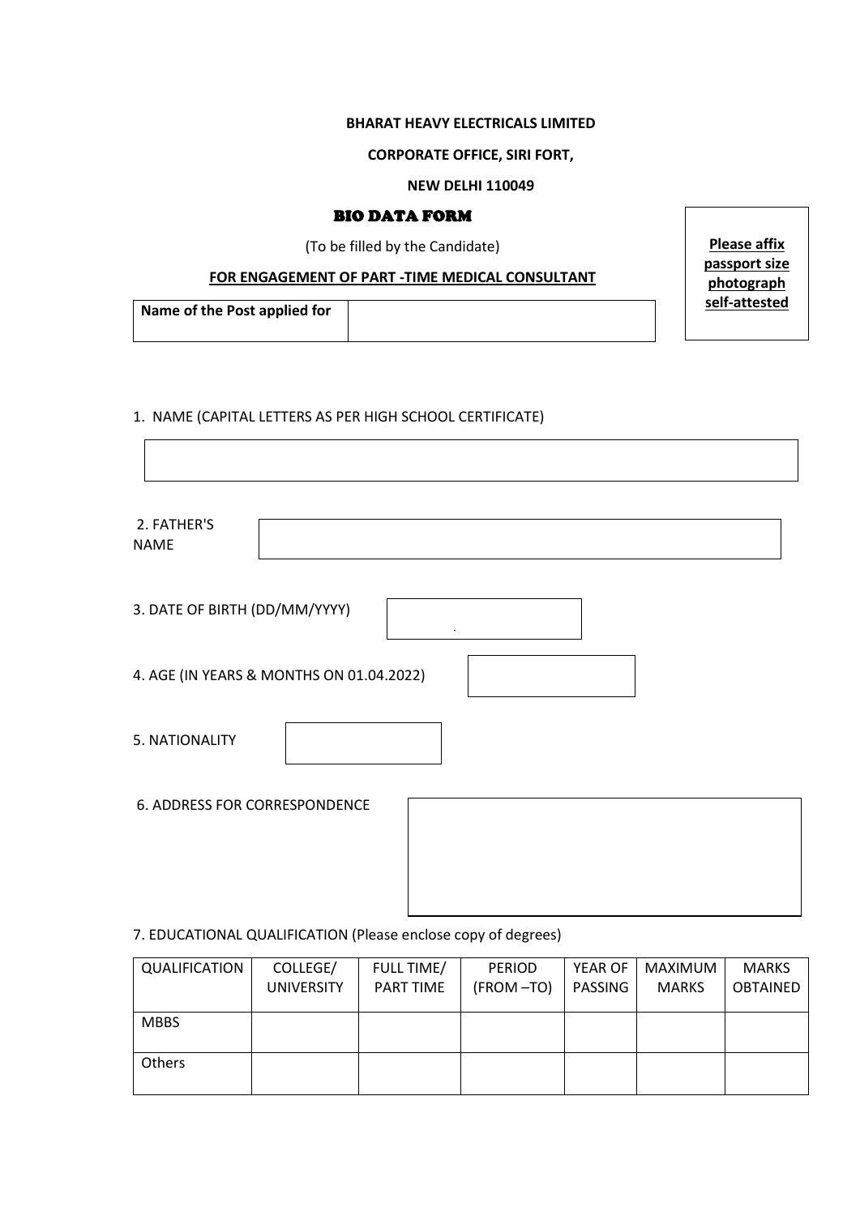**BHARAT HEAVY ELECTRICALS LIMITED**

**CORPORATE OFFICE, SIRI FORT,**

**NEW DELHI 110049**

## BIO DATA FORM

(To be filled by the Candidate)

**FOR ENGAGEMENT OF PART -TIME MEDICAL CONSULTANT**

**Please affix passport size photograph self-attested**

| **Name of the Post applied for** | |
|---|---|

1. NAME (CAPITAL LETTERS AS PER HIGH SCHOOL CERTIFICATE)

2. FATHER'S NAME

3. DATE OF BIRTH (DD/MM/YYYY)

4. AGE (IN YEARS & MONTHS ON 01.04.2022)

5. NATIONALITY

6. ADDRESS FOR CORRESPONDENCE

7. EDUCATIONAL QUALIFICATION (Please enclose copy of degrees)

| QUALIFICATION | COLLEGE/ UNIVERSITY | FULL TIME/ PART TIME | PERIOD (FROM –TO) | YEAR OF PASSING | MAXIMUM MARKS | MARKS OBTAINED |
|---|---|---|---|---|---|---|
| MBBS | | | | | | |
| Others | | | | | | |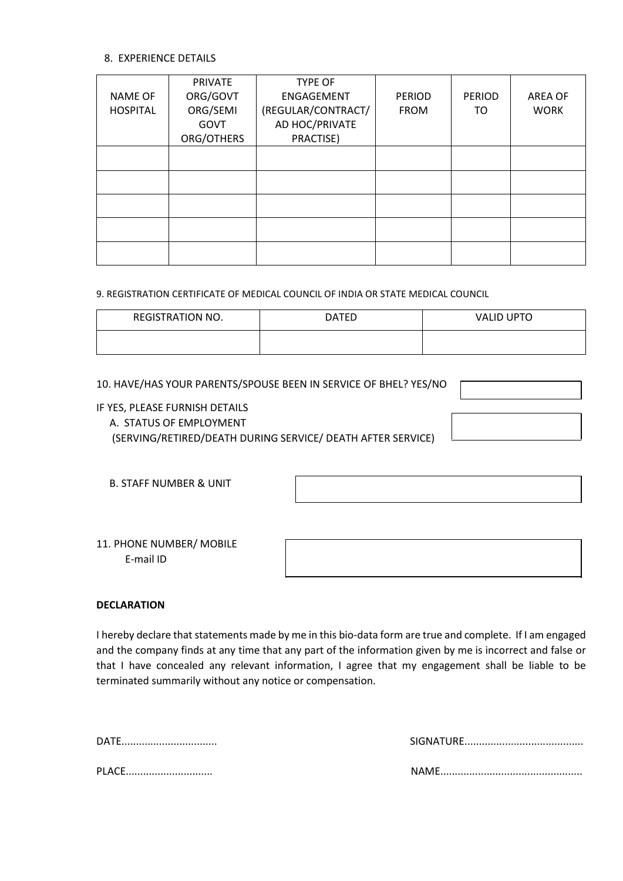8. EXPERIENCE DETAILS

| NAME OF HOSPITAL | PRIVATE ORG/GOVT ORG/SEMI GOVT ORG/OTHERS | TYPE OF ENGAGEMENT (REGULAR/CONTRACT/ AD HOC/PRIVATE PRACTISE) | PERIOD FROM | PERIOD TO | AREA OF WORK |
|---|---|---|---|---|---|
| | | | | | |
| | | | | | |
| | | | | | |
| | | | | | |
| | | | | | |

9. REGISTRATION CERTIFICATE OF MEDICAL COUNCIL OF INDIA OR STATE MEDICAL COUNCIL

| REGISTRATION NO. | DATED | VALID UPTO |
|---|---|---|
| | | |

10. HAVE/HAS YOUR PARENTS/SPOUSE BEEN IN SERVICE OF BHEL? YES/NO

IF YES, PLEASE FURNISH DETAILS

A. STATUS OF EMPLOYMENT
(SERVING/RETIRED/DEATH DURING SERVICE/ DEATH AFTER SERVICE)

B. STAFF NUMBER & UNIT

11. PHONE NUMBER/ MOBILE
E-mail ID

**DECLARATION**

I hereby declare that statements made by me in this bio-data form are true and complete. If I am engaged and the company finds at any time that any part of the information given by me is incorrect and false or that I have concealed any relevant information, I agree that my engagement shall be liable to be terminated summarily without any notice or compensation.

DATE................................ SIGNATURE........................................

PLACE............................. NAME................................................